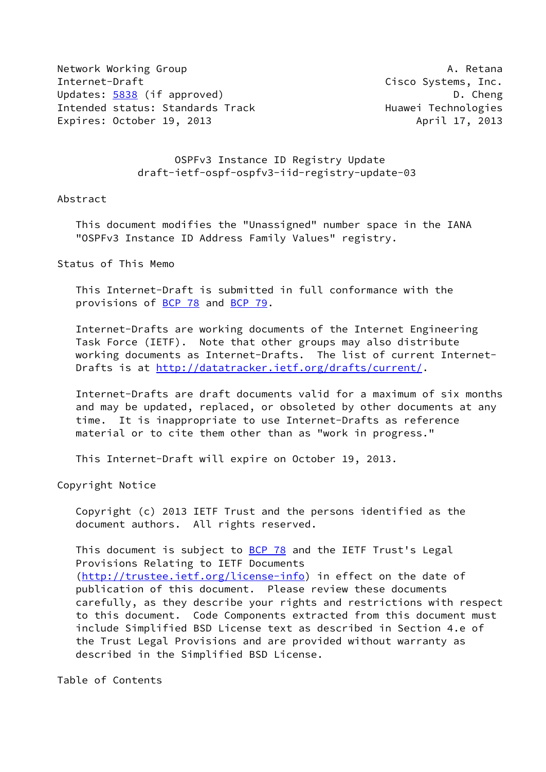Network Working Group A. Retana
Internet-Draft Cisco Systems, Inc.
Updates: 5838 (if approved) D. Cheng
Intended status: Standards Track Huawei Technologies
Expires: October 19, 2013 April 17, 2013

# OSPFv3 Instance ID Registry Update
draft-ietf-ospf-ospfv3-iid-registry-update-03

## Abstract

This document modifies the "Unassigned" number space in the IANA "OSPFv3 Instance ID Address Family Values" registry.

## Status of This Memo

This Internet-Draft is submitted in full conformance with the provisions of BCP 78 and BCP 79.

Internet-Drafts are working documents of the Internet Engineering Task Force (IETF). Note that other groups may also distribute working documents as Internet-Drafts. The list of current Internet-Drafts is at http://datatracker.ietf.org/drafts/current/.

Internet-Drafts are draft documents valid for a maximum of six months and may be updated, replaced, or obsoleted by other documents at any time. It is inappropriate to use Internet-Drafts as reference material or to cite them other than as "work in progress."

This Internet-Draft will expire on October 19, 2013.

## Copyright Notice

Copyright (c) 2013 IETF Trust and the persons identified as the document authors. All rights reserved.

This document is subject to BCP 78 and the IETF Trust's Legal Provisions Relating to IETF Documents (http://trustee.ietf.org/license-info) in effect on the date of publication of this document. Please review these documents carefully, as they describe your rights and restrictions with respect to this document. Code Components extracted from this document must include Simplified BSD License text as described in Section 4.e of the Trust Legal Provisions and are provided without warranty as described in the Simplified BSD License.

## Table of Contents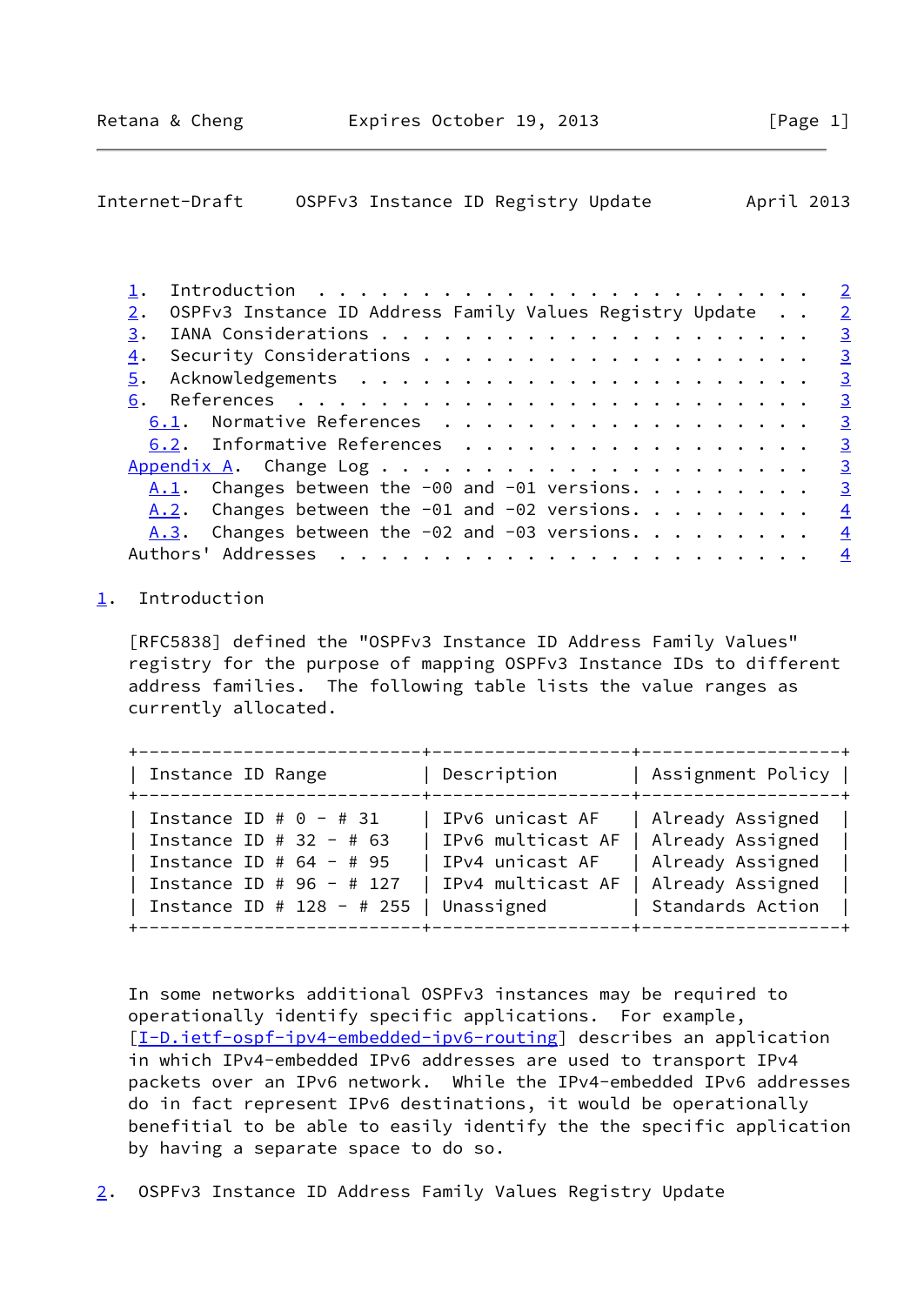1. Introduction . . . . . . . . . . . . . . . . . . . . . . . . 2
2. OSPFv3 Instance ID Address Family Values Registry Update . . 2
3. IANA Considerations . . . . . . . . . . . . . . . . . . . . . 3
4. Security Considerations . . . . . . . . . . . . . . . . . . . 3
5. Acknowledgements . . . . . . . . . . . . . . . . . . . . . . 3
6. References . . . . . . . . . . . . . . . . . . . . . . . . . 3
   6.1. Normative References . . . . . . . . . . . . . . . . . . 3
   6.2. Informative References . . . . . . . . . . . . . . . . . 3
Appendix A. Change Log . . . . . . . . . . . . . . . . . . . . . 3
   A.1. Changes between the -00 and -01 versions. . . . . . . . . 3
   A.2. Changes between the -01 and -02 versions. . . . . . . . . 4
   A.3. Changes between the -02 and -03 versions. . . . . . . . . 4
Authors' Addresses . . . . . . . . . . . . . . . . . . . . . . . 4

## 1. Introduction

[RFC5838] defined the "OSPFv3 Instance ID Address Family Values" registry for the purpose of mapping OSPFv3 Instance IDs to different address families. The following table lists the value ranges as currently allocated.

| Instance ID Range | Description | Assignment Policy |
|---|---|---|
| Instance ID # 0 - # 31 | IPv6 unicast AF | Already Assigned |
| Instance ID # 32 - # 63 | IPv6 multicast AF | Already Assigned |
| Instance ID # 64 - # 95 | IPv4 unicast AF | Already Assigned |
| Instance ID # 96 - # 127 | IPv4 multicast AF | Already Assigned |
| Instance ID # 128 - # 255 | Unassigned | Standards Action |

In some networks additional OSPFv3 instances may be required to operationally identify specific applications. For example, [I-D.ietf-ospf-ipv4-embedded-ipv6-routing] describes an application in which IPv4-embedded IPv6 addresses are used to transport IPv4 packets over an IPv6 network. While the IPv4-embedded IPv6 addresses do in fact represent IPv6 destinations, it would be operationally beneficial to be able to easily identify the the specific application by having a separate space to do so.

## 2. OSPFv3 Instance ID Address Family Values Registry Update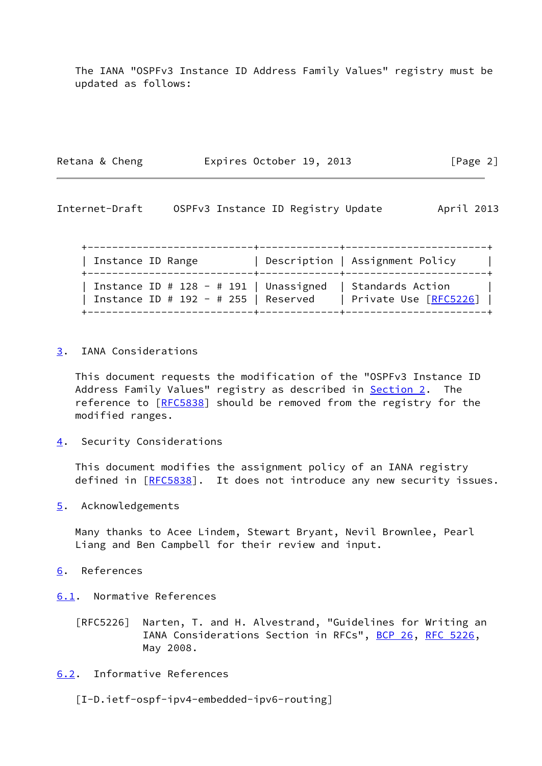The IANA "OSPFv3 Instance ID Address Family Values" registry must be updated as follows:

| Instance ID Range | Description | Assignment Policy |
|---|---|---|
| Instance ID # 128 - # 191 | Unassigned | Standards Action |
| Instance ID # 192 - # 255 | Reserved | Private Use [RFC5226] |

## 3. IANA Considerations

This document requests the modification of the "OSPFv3 Instance ID Address Family Values" registry as described in Section 2. The reference to [RFC5838] should be removed from the registry for the modified ranges.

## 4. Security Considerations

This document modifies the assignment policy of an IANA registry defined in [RFC5838]. It does not introduce any new security issues.

## 5. Acknowledgements

Many thanks to Acee Lindem, Stewart Bryant, Nevil Brownlee, Pearl Liang and Ben Campbell for their review and input.

## 6. References

### 6.1. Normative References

[RFC5226] Narten, T. and H. Alvestrand, "Guidelines for Writing an IANA Considerations Section in RFCs", BCP 26, RFC 5226, May 2008.

### 6.2. Informative References

[I-D.ietf-ospf-ipv4-embedded-ipv6-routing]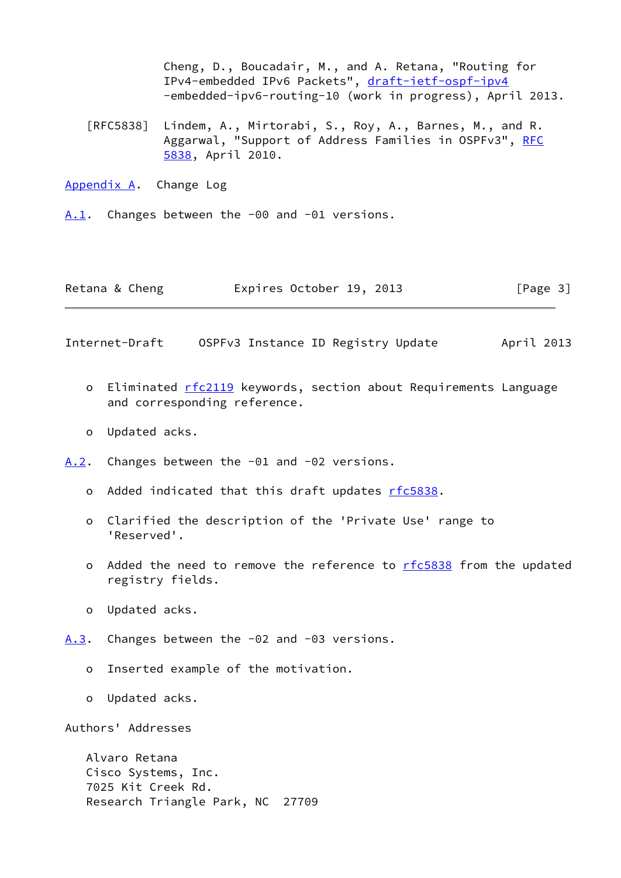Cheng, D., Boucadair, M., and A. Retana, "Routing for IPv4-embedded IPv6 Packets", draft-ietf-ospf-ipv4-embedded-ipv6-routing-10 (work in progress), April 2013.

[RFC5838] Lindem, A., Mirtorabi, S., Roy, A., Barnes, M., and R. Aggarwal, "Support of Address Families in OSPFv3", RFC 5838, April 2010.

# Appendix A. Change Log

## A.1. Changes between the -00 and -01 versions.

- Eliminated rfc2119 keywords, section about Requirements Language and corresponding reference.
- Updated acks.

## A.2. Changes between the -01 and -02 versions.

- Added indicated that this draft updates rfc5838.
- Clarified the description of the 'Private Use' range to 'Reserved'.
- Added the need to remove the reference to rfc5838 from the updated registry fields.
- Updated acks.

## A.3. Changes between the -02 and -03 versions.

- Inserted example of the motivation.
- Updated acks.

# Authors' Addresses

Alvaro Retana
Cisco Systems, Inc.
7025 Kit Creek Rd.
Research Triangle Park, NC 27709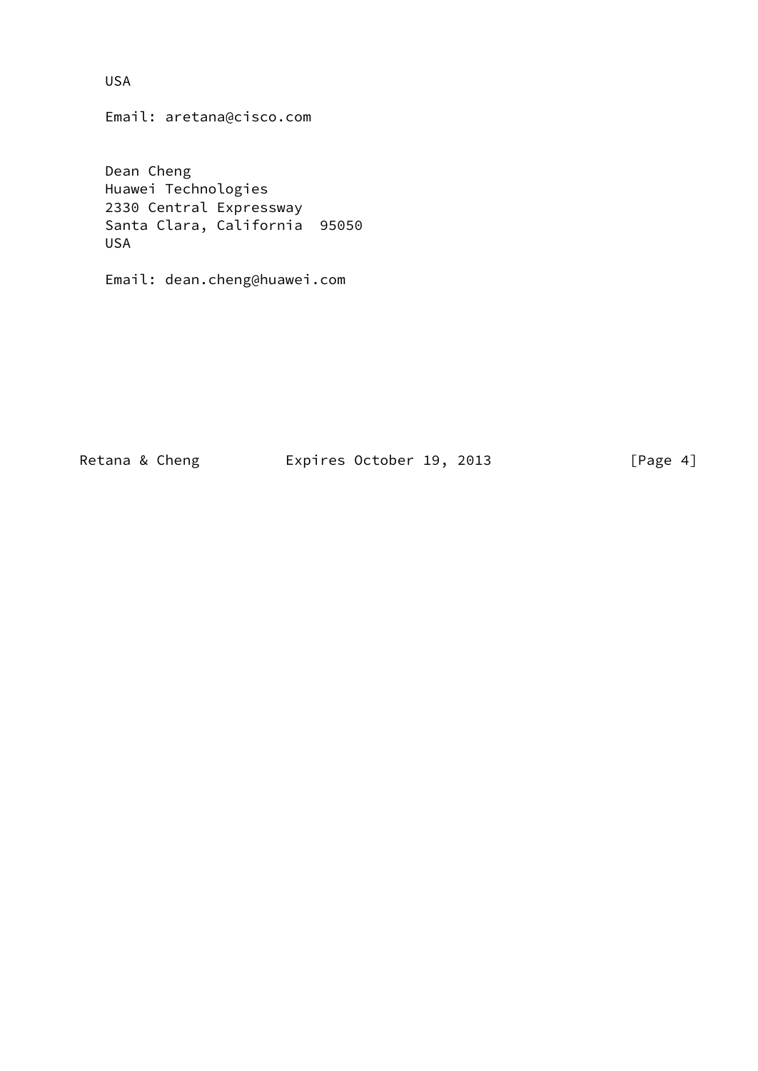USA

Email: aretana@cisco.com

Dean Cheng
Huawei Technologies
2330 Central Expressway
Santa Clara, California  95050
USA

Email: dean.cheng@huawei.com